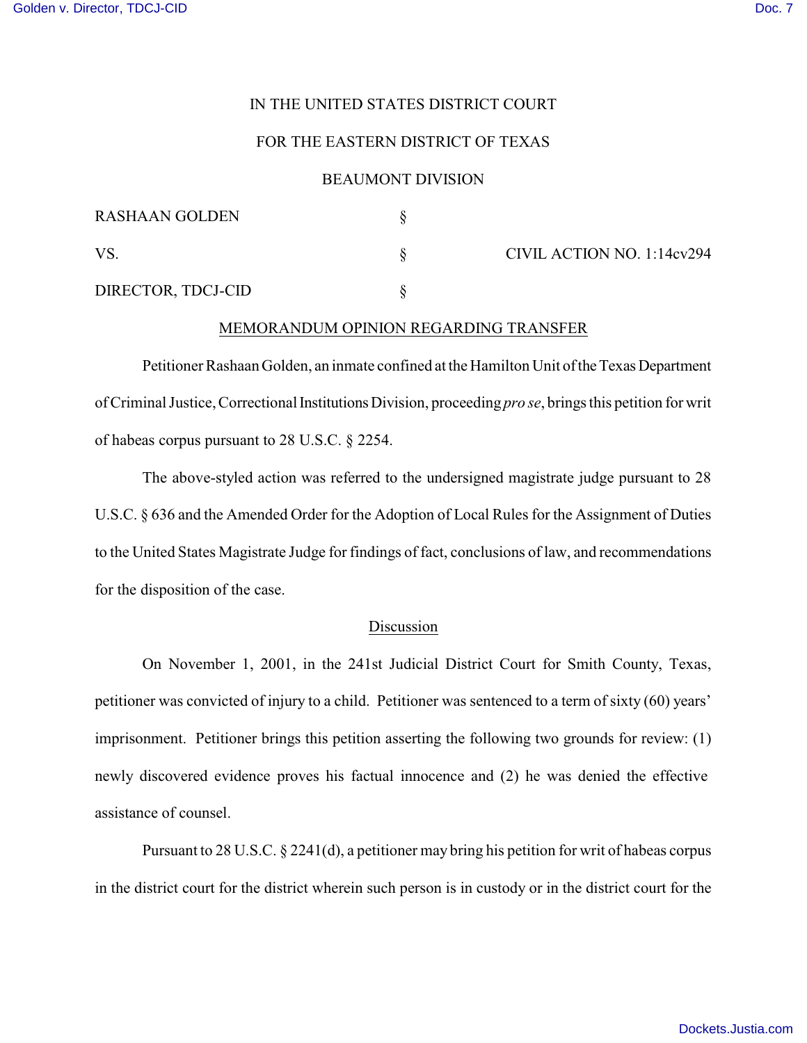IN THE UNITED STATES DISTRICT COURT

FOR THE EASTERN DISTRICT OF TEXAS

BEAUMONT DIVISION

| | | |
|---|---|---|
| RASHAAN GOLDEN | § | |
| VS. | § | CIVIL ACTION NO. 1:14cv294 |
| DIRECTOR, TDCJ-CID | § | |

MEMORANDUM OPINION REGARDING TRANSFER

Petitioner Rashaan Golden, an inmate confined at the Hamilton Unit of the Texas Department of Criminal Justice, Correctional Institutions Division, proceeding *pro se*, brings this petition for writ of habeas corpus pursuant to 28 U.S.C. § 2254.

The above-styled action was referred to the undersigned magistrate judge pursuant to 28 U.S.C. § 636 and the Amended Order for the Adoption of Local Rules for the Assignment of Duties to the United States Magistrate Judge for findings of fact, conclusions of law, and recommendations for the disposition of the case.

Discussion

On November 1, 2001, in the 241st Judicial District Court for Smith County, Texas, petitioner was convicted of injury to a child. Petitioner was sentenced to a term of sixty (60) years' imprisonment. Petitioner brings this petition asserting the following two grounds for review: (1) newly discovered evidence proves his factual innocence and (2) he was denied the effective assistance of counsel.

Pursuant to 28 U.S.C. § 2241(d), a petitioner may bring his petition for writ of habeas corpus in the district court for the district wherein such person is in custody or in the district court for the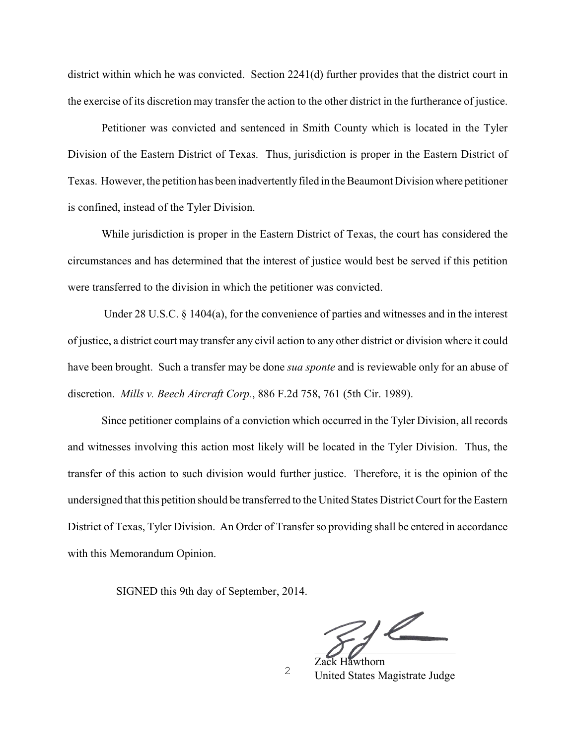district within which he was convicted. Section 2241(d) further provides that the district court in the exercise of its discretion may transfer the action to the other district in the furtherance of justice.

Petitioner was convicted and sentenced in Smith County which is located in the Tyler Division of the Eastern District of Texas. Thus, jurisdiction is proper in the Eastern District of Texas. However, the petition has been inadvertently filed in the Beaumont Division where petitioner is confined, instead of the Tyler Division.

While jurisdiction is proper in the Eastern District of Texas, the court has considered the circumstances and has determined that the interest of justice would best be served if this petition were transferred to the division in which the petitioner was convicted.

Under 28 U.S.C. § 1404(a), for the convenience of parties and witnesses and in the interest of justice, a district court may transfer any civil action to any other district or division where it could have been brought. Such a transfer may be done *sua sponte* and is reviewable only for an abuse of discretion. *Mills v. Beech Aircraft Corp.*, 886 F.2d 758, 761 (5th Cir. 1989).

Since petitioner complains of a conviction which occurred in the Tyler Division, all records and witnesses involving this action most likely will be located in the Tyler Division. Thus, the transfer of this action to such division would further justice. Therefore, it is the opinion of the undersigned that this petition should be transferred to the United States District Court for the Eastern District of Texas, Tyler Division. An Order of Transfer so providing shall be entered in accordance with this Memorandum Opinion.

SIGNED this 9th day of September, 2014.

Zack Hawthorn
United States Magistrate Judge